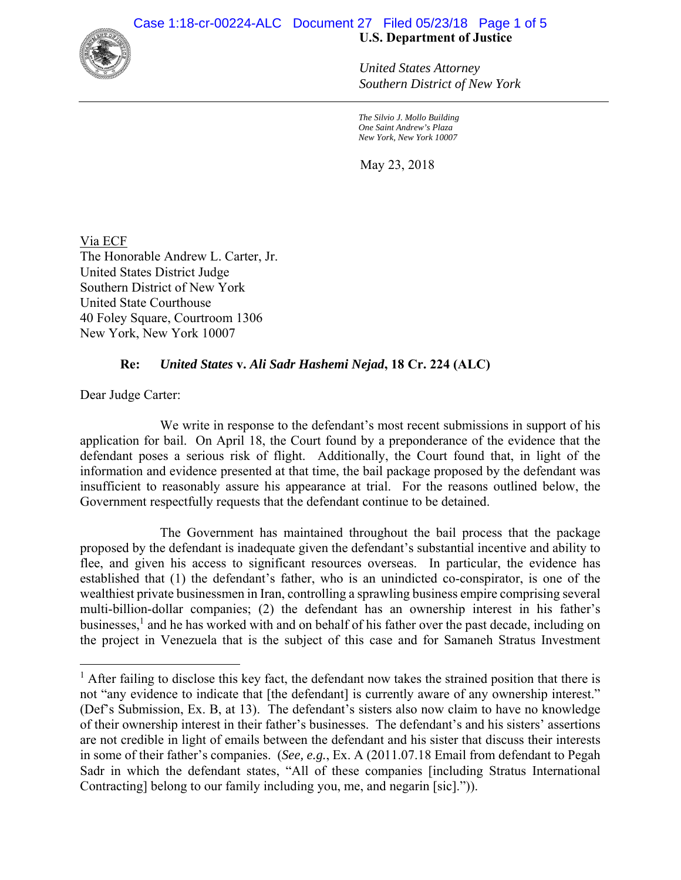**U.S. Department of Justice**

*United States Attorney*
*Southern District of New York*

*The Silvio J. Mollo Building*
*One Saint Andrew's Plaza*
*New York, New York 10007*

May 23, 2018

Via ECF
The Honorable Andrew L. Carter, Jr.
United States District Judge
Southern District of New York
United State Courthouse
40 Foley Square, Courtroom 1306
New York, New York 10007

**Re: *United States* v. *Ali Sadr Hashemi Nejad*, 18 Cr. 224 (ALC)**

Dear Judge Carter:

We write in response to the defendant's most recent submissions in support of his application for bail. On April 18, the Court found by a preponderance of the evidence that the defendant poses a serious risk of flight. Additionally, the Court found that, in light of the information and evidence presented at that time, the bail package proposed by the defendant was insufficient to reasonably assure his appearance at trial. For the reasons outlined below, the Government respectfully requests that the defendant continue to be detained.

The Government has maintained throughout the bail process that the package proposed by the defendant is inadequate given the defendant's substantial incentive and ability to flee, and given his access to significant resources overseas. In particular, the evidence has established that (1) the defendant's father, who is an unindicted co-conspirator, is one of the wealthiest private businessmen in Iran, controlling a sprawling business empire comprising several multi-billion-dollar companies; (2) the defendant has an ownership interest in his father's businesses,[1] and he has worked with and on behalf of his father over the past decade, including on the project in Venezuela that is the subject of this case and for Samaneh Stratus Investment

---

[1] After failing to disclose this key fact, the defendant now takes the strained position that there is not "any evidence to indicate that [the defendant] is currently aware of any ownership interest." (Def's Submission, Ex. B, at 13). The defendant's sisters also now claim to have no knowledge of their ownership interest in their father's businesses. The defendant's and his sisters' assertions are not credible in light of emails between the defendant and his sister that discuss their interests in some of their father's companies. (*See, e.g.*, Ex. A (2011.07.18 Email from defendant to Pegah Sadr in which the defendant states, "All of these companies [including Stratus International Contracting] belong to our family including you, me, and negarin [sic].")).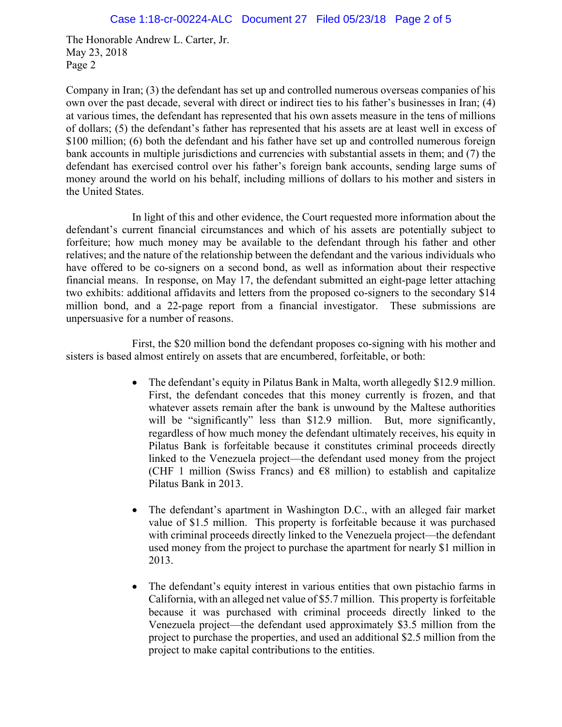The Honorable Andrew L. Carter, Jr.
May 23, 2018
Page 2

Company in Iran; (3) the defendant has set up and controlled numerous overseas companies of his own over the past decade, several with direct or indirect ties to his father's businesses in Iran; (4) at various times, the defendant has represented that his own assets measure in the tens of millions of dollars; (5) the defendant's father has represented that his assets are at least well in excess of $100 million; (6) both the defendant and his father have set up and controlled numerous foreign bank accounts in multiple jurisdictions and currencies with substantial assets in them; and (7) the defendant has exercised control over his father's foreign bank accounts, sending large sums of money around the world on his behalf, including millions of dollars to his mother and sisters in the United States.

In light of this and other evidence, the Court requested more information about the defendant's current financial circumstances and which of his assets are potentially subject to forfeiture; how much money may be available to the defendant through his father and other relatives; and the nature of the relationship between the defendant and the various individuals who have offered to be co-signers on a second bond, as well as information about their respective financial means. In response, on May 17, the defendant submitted an eight-page letter attaching two exhibits: additional affidavits and letters from the proposed co-signers to the secondary $14 million bond, and a 22-page report from a financial investigator. These submissions are unpersuasive for a number of reasons.

First, the $20 million bond the defendant proposes co-signing with his mother and sisters is based almost entirely on assets that are encumbered, forfeitable, or both:

- The defendant's equity in Pilatus Bank in Malta, worth allegedly $12.9 million. First, the defendant concedes that this money currently is frozen, and that whatever assets remain after the bank is unwound by the Maltese authorities will be "significantly" less than $12.9 million. But, more significantly, regardless of how much money the defendant ultimately receives, his equity in Pilatus Bank is forfeitable because it constitutes criminal proceeds directly linked to the Venezuela project—the defendant used money from the project (CHF 1 million (Swiss Francs) and €8 million) to establish and capitalize Pilatus Bank in 2013.

- The defendant's apartment in Washington D.C., with an alleged fair market value of $1.5 million. This property is forfeitable because it was purchased with criminal proceeds directly linked to the Venezuela project—the defendant used money from the project to purchase the apartment for nearly $1 million in 2013.

- The defendant's equity interest in various entities that own pistachio farms in California, with an alleged net value of $5.7 million. This property is forfeitable because it was purchased with criminal proceeds directly linked to the Venezuela project—the defendant used approximately $3.5 million from the project to purchase the properties, and used an additional $2.5 million from the project to make capital contributions to the entities.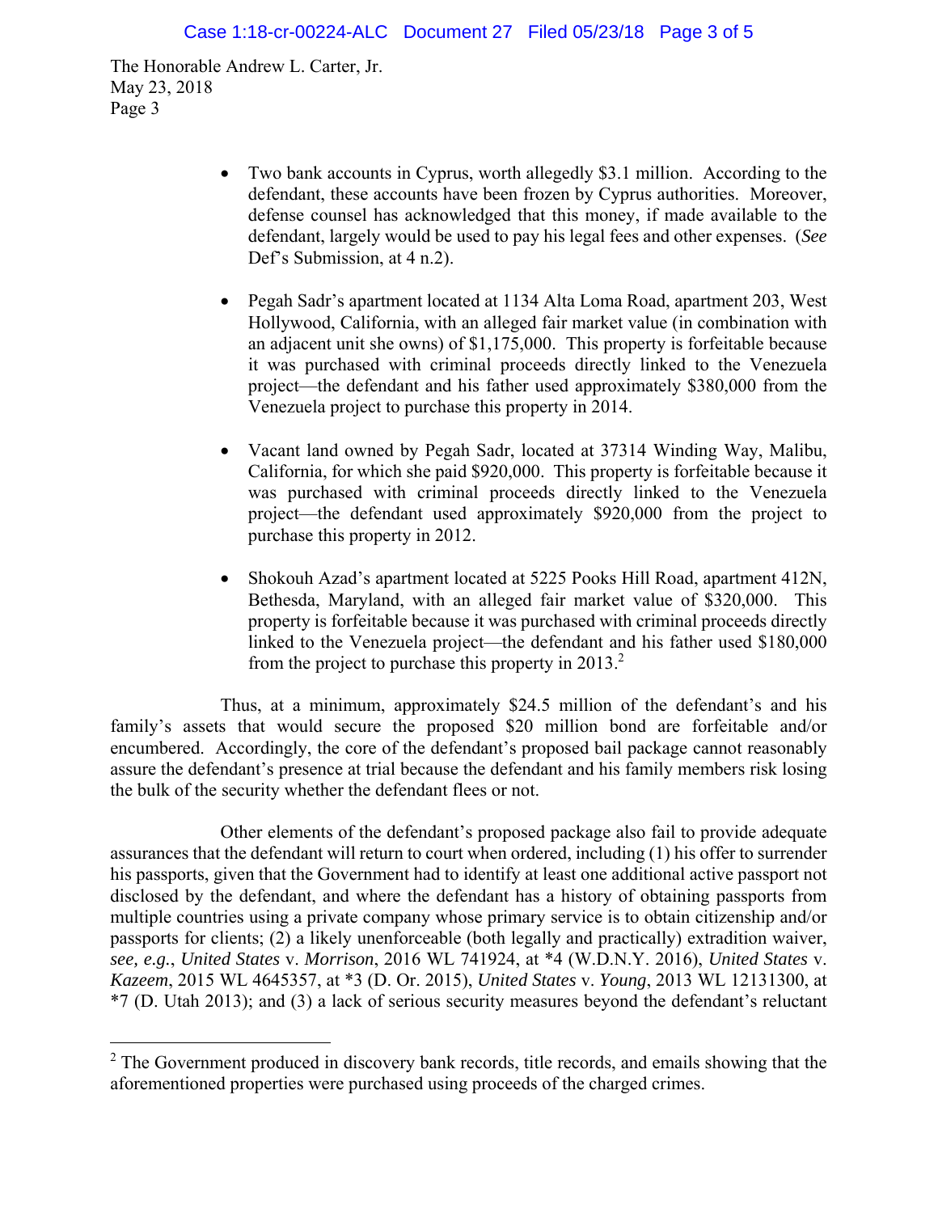The Honorable Andrew L. Carter, Jr.
May 23, 2018
Page 3

- Two bank accounts in Cyprus, worth allegedly $3.1 million. According to the defendant, these accounts have been frozen by Cyprus authorities. Moreover, defense counsel has acknowledged that this money, if made available to the defendant, largely would be used to pay his legal fees and other expenses. (*See* Def's Submission, at 4 n.2).

- Pegah Sadr's apartment located at 1134 Alta Loma Road, apartment 203, West Hollywood, California, with an alleged fair market value (in combination with an adjacent unit she owns) of $1,175,000. This property is forfeitable because it was purchased with criminal proceeds directly linked to the Venezuela project—the defendant and his father used approximately $380,000 from the Venezuela project to purchase this property in 2014.

- Vacant land owned by Pegah Sadr, located at 37314 Winding Way, Malibu, California, for which she paid $920,000. This property is forfeitable because it was purchased with criminal proceeds directly linked to the Venezuela project—the defendant used approximately $920,000 from the project to purchase this property in 2012.

- Shokouh Azad's apartment located at 5225 Pooks Hill Road, apartment 412N, Bethesda, Maryland, with an alleged fair market value of $320,000. This property is forfeitable because it was purchased with criminal proceeds directly linked to the Venezuela project—the defendant and his father used $180,000 from the project to purchase this property in 2013.[2]

Thus, at a minimum, approximately $24.5 million of the defendant's and his family's assets that would secure the proposed $20 million bond are forfeitable and/or encumbered. Accordingly, the core of the defendant's proposed bail package cannot reasonably assure the defendant's presence at trial because the defendant and his family members risk losing the bulk of the security whether the defendant flees or not.

Other elements of the defendant's proposed package also fail to provide adequate assurances that the defendant will return to court when ordered, including (1) his offer to surrender his passports, given that the Government had to identify at least one additional active passport not disclosed by the defendant, and where the defendant has a history of obtaining passports from multiple countries using a private company whose primary service is to obtain citizenship and/or passports for clients; (2) a likely unenforceable (both legally and practically) extradition waiver, *see, e.g.*, *United States* v. *Morrison*, 2016 WL 741924, at *4 (W.D.N.Y. 2016), *United States* v. *Kazeem*, 2015 WL 4645357, at *3 (D. Or. 2015), *United States* v. *Young*, 2013 WL 12131300, at *7 (D. Utah 2013); and (3) a lack of serious security measures beyond the defendant's reluctant

---

[2] The Government produced in discovery bank records, title records, and emails showing that the aforementioned properties were purchased using proceeds of the charged crimes.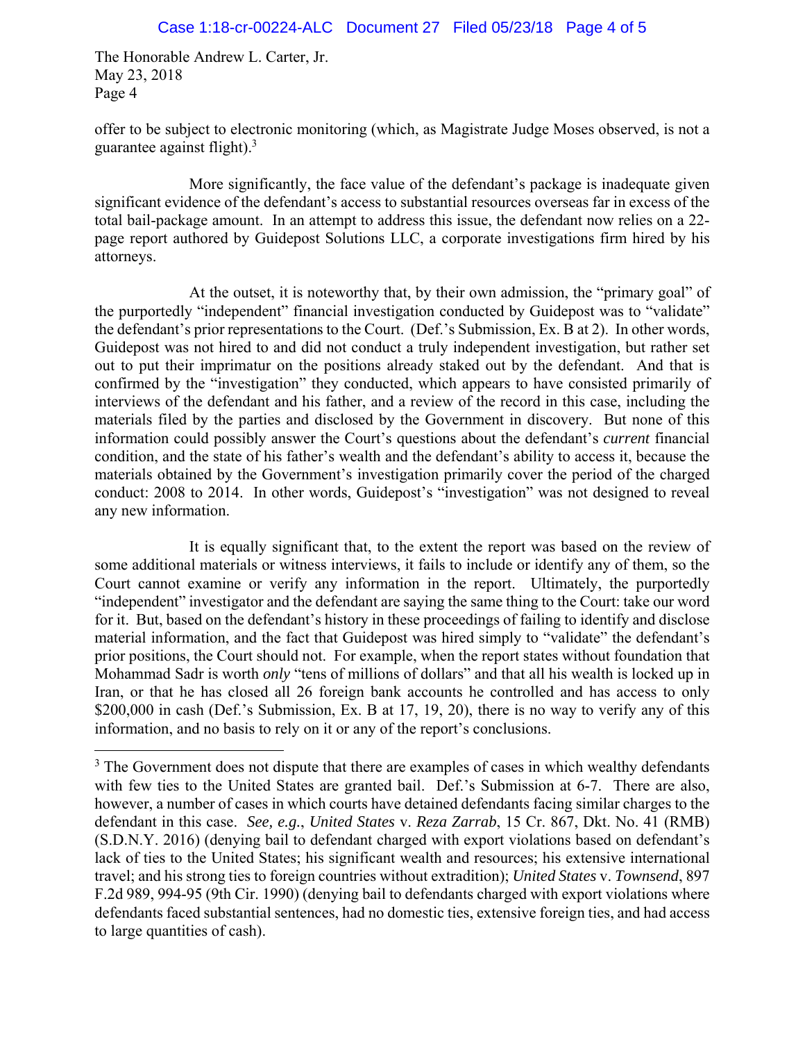The Honorable Andrew L. Carter, Jr.
May 23, 2018
Page 4

offer to be subject to electronic monitoring (which, as Magistrate Judge Moses observed, is not a guarantee against flight).[3]

More significantly, the face value of the defendant's package is inadequate given significant evidence of the defendant's access to substantial resources overseas far in excess of the total bail-package amount. In an attempt to address this issue, the defendant now relies on a 22-page report authored by Guidepost Solutions LLC, a corporate investigations firm hired by his attorneys.

At the outset, it is noteworthy that, by their own admission, the "primary goal" of the purportedly "independent" financial investigation conducted by Guidepost was to "validate" the defendant's prior representations to the Court. (Def.'s Submission, Ex. B at 2). In other words, Guidepost was not hired to and did not conduct a truly independent investigation, but rather set out to put their imprimatur on the positions already staked out by the defendant. And that is confirmed by the "investigation" they conducted, which appears to have consisted primarily of interviews of the defendant and his father, and a review of the record in this case, including the materials filed by the parties and disclosed by the Government in discovery. But none of this information could possibly answer the Court's questions about the defendant's *current* financial condition, and the state of his father's wealth and the defendant's ability to access it, because the materials obtained by the Government's investigation primarily cover the period of the charged conduct: 2008 to 2014. In other words, Guidepost's "investigation" was not designed to reveal any new information.

It is equally significant that, to the extent the report was based on the review of some additional materials or witness interviews, it fails to include or identify any of them, so the Court cannot examine or verify any information in the report. Ultimately, the purportedly "independent" investigator and the defendant are saying the same thing to the Court: take our word for it. But, based on the defendant's history in these proceedings of failing to identify and disclose material information, and the fact that Guidepost was hired simply to "validate" the defendant's prior positions, the Court should not. For example, when the report states without foundation that Mohammad Sadr is worth *only* "tens of millions of dollars" and that all his wealth is locked up in Iran, or that he has closed all 26 foreign bank accounts he controlled and has access to only $200,000 in cash (Def.'s Submission, Ex. B at 17, 19, 20), there is no way to verify any of this information, and no basis to rely on it or any of the report's conclusions.

---

[3] The Government does not dispute that there are examples of cases in which wealthy defendants with few ties to the United States are granted bail. Def.'s Submission at 6-7. There are also, however, a number of cases in which courts have detained defendants facing similar charges to the defendant in this case. *See, e.g.*, *United States* v. *Reza Zarrab*, 15 Cr. 867, Dkt. No. 41 (RMB) (S.D.N.Y. 2016) (denying bail to defendant charged with export violations based on defendant's lack of ties to the United States; his significant wealth and resources; his extensive international travel; and his strong ties to foreign countries without extradition); *United States* v. *Townsend*, 897 F.2d 989, 994-95 (9th Cir. 1990) (denying bail to defendants charged with export violations where defendants faced substantial sentences, had no domestic ties, extensive foreign ties, and had access to large quantities of cash).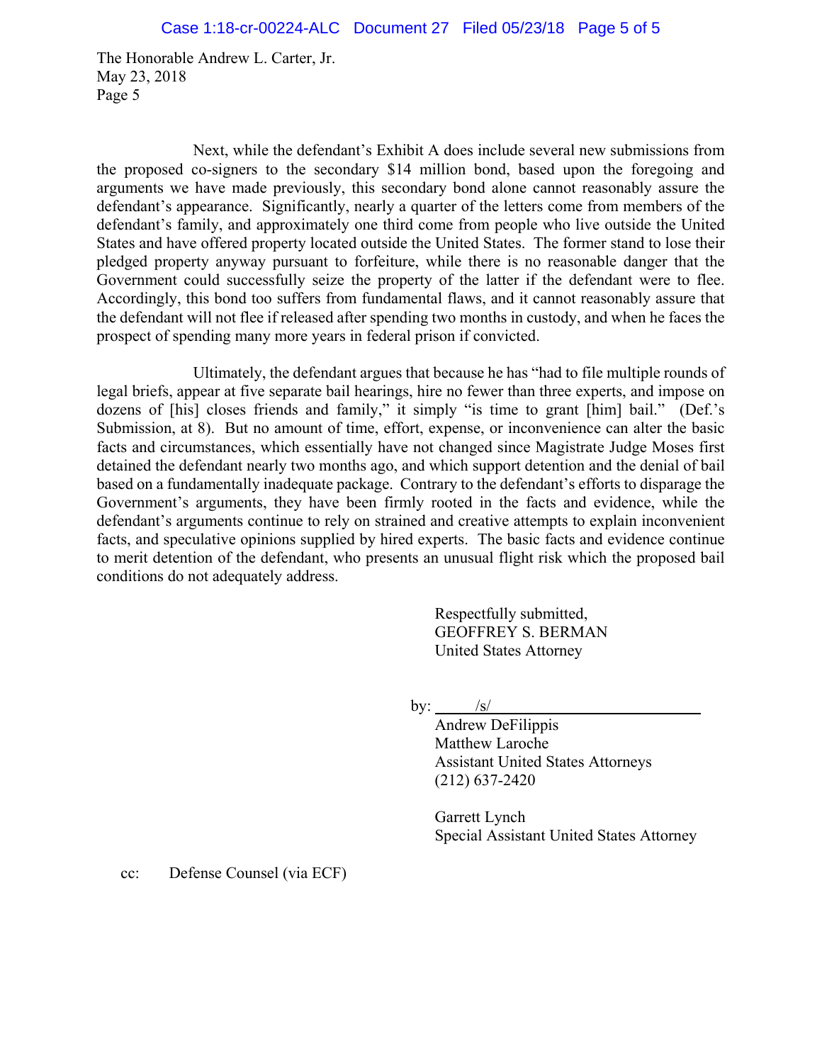The Honorable Andrew L. Carter, Jr.
May 23, 2018
Page 5

Next, while the defendant's Exhibit A does include several new submissions from the proposed co-signers to the secondary $14 million bond, based upon the foregoing and arguments we have made previously, this secondary bond alone cannot reasonably assure the defendant's appearance. Significantly, nearly a quarter of the letters come from members of the defendant's family, and approximately one third come from people who live outside the United States and have offered property located outside the United States. The former stand to lose their pledged property anyway pursuant to forfeiture, while there is no reasonable danger that the Government could successfully seize the property of the latter if the defendant were to flee. Accordingly, this bond too suffers from fundamental flaws, and it cannot reasonably assure that the defendant will not flee if released after spending two months in custody, and when he faces the prospect of spending many more years in federal prison if convicted.

Ultimately, the defendant argues that because he has "had to file multiple rounds of legal briefs, appear at five separate bail hearings, hire no fewer than three experts, and impose on dozens of [his] closes friends and family," it simply "is time to grant [him] bail." (Def.'s Submission, at 8). But no amount of time, effort, expense, or inconvenience can alter the basic facts and circumstances, which essentially have not changed since Magistrate Judge Moses first detained the defendant nearly two months ago, and which support detention and the denial of bail based on a fundamentally inadequate package. Contrary to the defendant's efforts to disparage the Government's arguments, they have been firmly rooted in the facts and evidence, while the defendant's arguments continue to rely on strained and creative attempts to explain inconvenient facts, and speculative opinions supplied by hired experts. The basic facts and evidence continue to merit detention of the defendant, who presents an unusual flight risk which the proposed bail conditions do not adequately address.

Respectfully submitted,
GEOFFREY S. BERMAN
United States Attorney

by: /s/
Andrew DeFilippis
Matthew Laroche
Assistant United States Attorneys
(212) 637-2420

Garrett Lynch
Special Assistant United States Attorney

cc: Defense Counsel (via ECF)